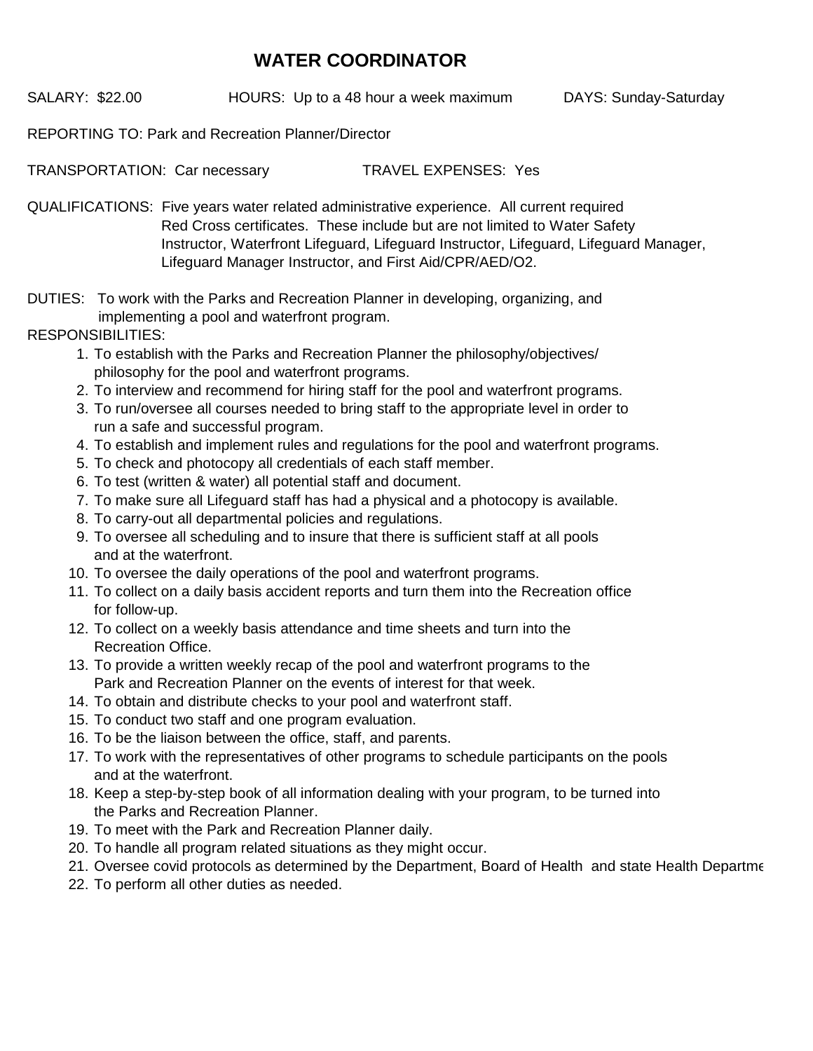# WATER COORDINATOR

SALARY: $22.00 HOURS: Up to a 48 hour a week maximum DAYS: Sunday-Saturday

REPORTING TO: Park and Recreation Planner/Director

TRANSPORTATION: Car necessary TRAVEL EXPENSES: Yes

QUALIFICATIONS: Five years water related administrative experience. All current required Red Cross certificates. These include but are not limited to Water Safety Instructor, Waterfront Lifeguard, Lifeguard Instructor, Lifeguard, Lifeguard Manager, Lifeguard Manager Instructor, and First Aid/CPR/AED/O2.

DUTIES: To work with the Parks and Recreation Planner in developing, organizing, and implementing a pool and waterfront program.

RESPONSIBILITIES:

1. To establish with the Parks and Recreation Planner the philosophy/objectives/ philosophy for the pool and waterfront programs.
2. To interview and recommend for hiring staff for the pool and waterfront programs.
3. To run/oversee all courses needed to bring staff to the appropriate level in order to run a safe and successful program.
4. To establish and implement rules and regulations for the pool and waterfront programs.
5. To check and photocopy all credentials of each staff member.
6. To test (written & water) all potential staff and document.
7. To make sure all Lifeguard staff has had a physical and a photocopy is available.
8. To carry-out all departmental policies and regulations.
9. To oversee all scheduling and to insure that there is sufficient staff at all pools and at the waterfront.
10. To oversee the daily operations of the pool and waterfront programs.
11. To collect on a daily basis accident reports and turn them into the Recreation office for follow-up.
12. To collect on a weekly basis attendance and time sheets and turn into the Recreation Office.
13. To provide a written weekly recap of the pool and waterfront programs to the Park and Recreation Planner on the events of interest for that week.
14. To obtain and distribute checks to your pool and waterfront staff.
15. To conduct two staff and one program evaluation.
16. To be the liaison between the office, staff, and parents.
17. To work with the representatives of other programs to schedule participants on the pools and at the waterfront.
18. Keep a step-by-step book of all information dealing with your program, to be turned into the Parks and Recreation Planner.
19. To meet with the Park and Recreation Planner daily.
20. To handle all program related situations as they might occur.
21. Oversee covid protocols as determined by the Department, Board of Health and state Health Departme
22. To perform all other duties as needed.